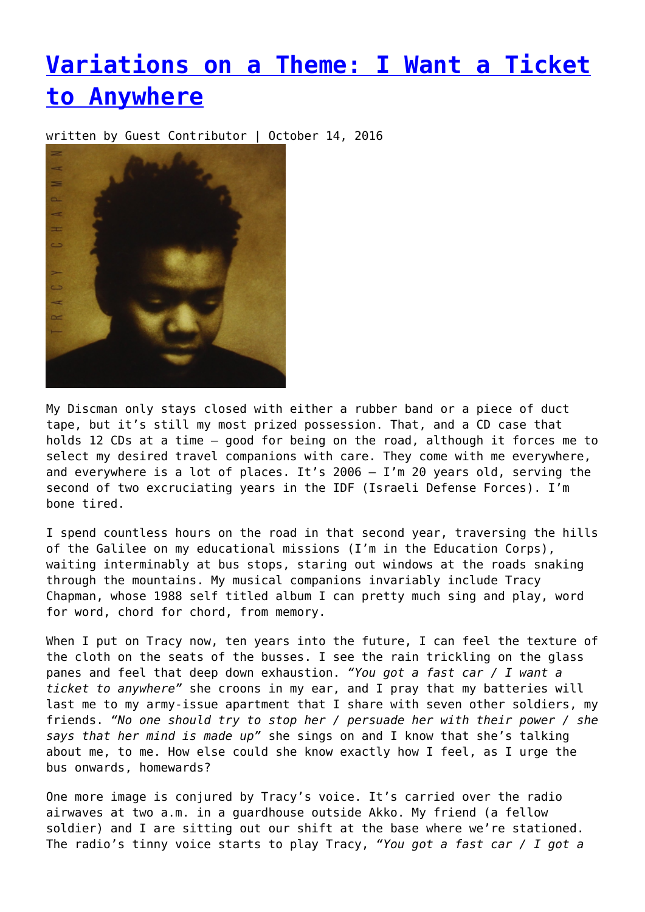# [Variations on a Theme: I Want a Ticket to Anywhere](#)

written by Guest Contributor | October 14, 2016

My Discman only stays closed with either a rubber band or a piece of duct tape, but it's still my most prized possession. That, and a CD case that holds 12 CDs at a time – good for being on the road, although it forces me to select my desired travel companions with care. They come with me everywhere, and everywhere is a lot of places. It's 2006 – I'm 20 years old, serving the second of two excruciating years in the IDF (Israeli Defense Forces). I'm bone tired.

I spend countless hours on the road in that second year, traversing the hills of the Galilee on my educational missions (I'm in the Education Corps), waiting interminably at bus stops, staring out windows at the roads snaking through the mountains. My musical companions invariably include Tracy Chapman, whose 1988 self titled album I can pretty much sing and play, word for word, chord for chord, from memory.

When I put on Tracy now, ten years into the future, I can feel the texture of the cloth on the seats of the busses. I see the rain trickling on the glass panes and feel that deep down exhaustion. *"You got a fast car / I want a ticket to anywhere"* she croons in my ear, and I pray that my batteries will last me to my army-issue apartment that I share with seven other soldiers, my friends. *"No one should try to stop her / persuade her with their power / she says that her mind is made up"* she sings on and I know that she's talking about me, to me. How else could she know exactly how I feel, as I urge the bus onwards, homewards?

One more image is conjured by Tracy's voice. It's carried over the radio airwaves at two a.m. in a guardhouse outside Akko. My friend (a fellow soldier) and I are sitting out our shift at the base where we're stationed. The radio's tinny voice starts to play Tracy, *"You got a fast car / I got a*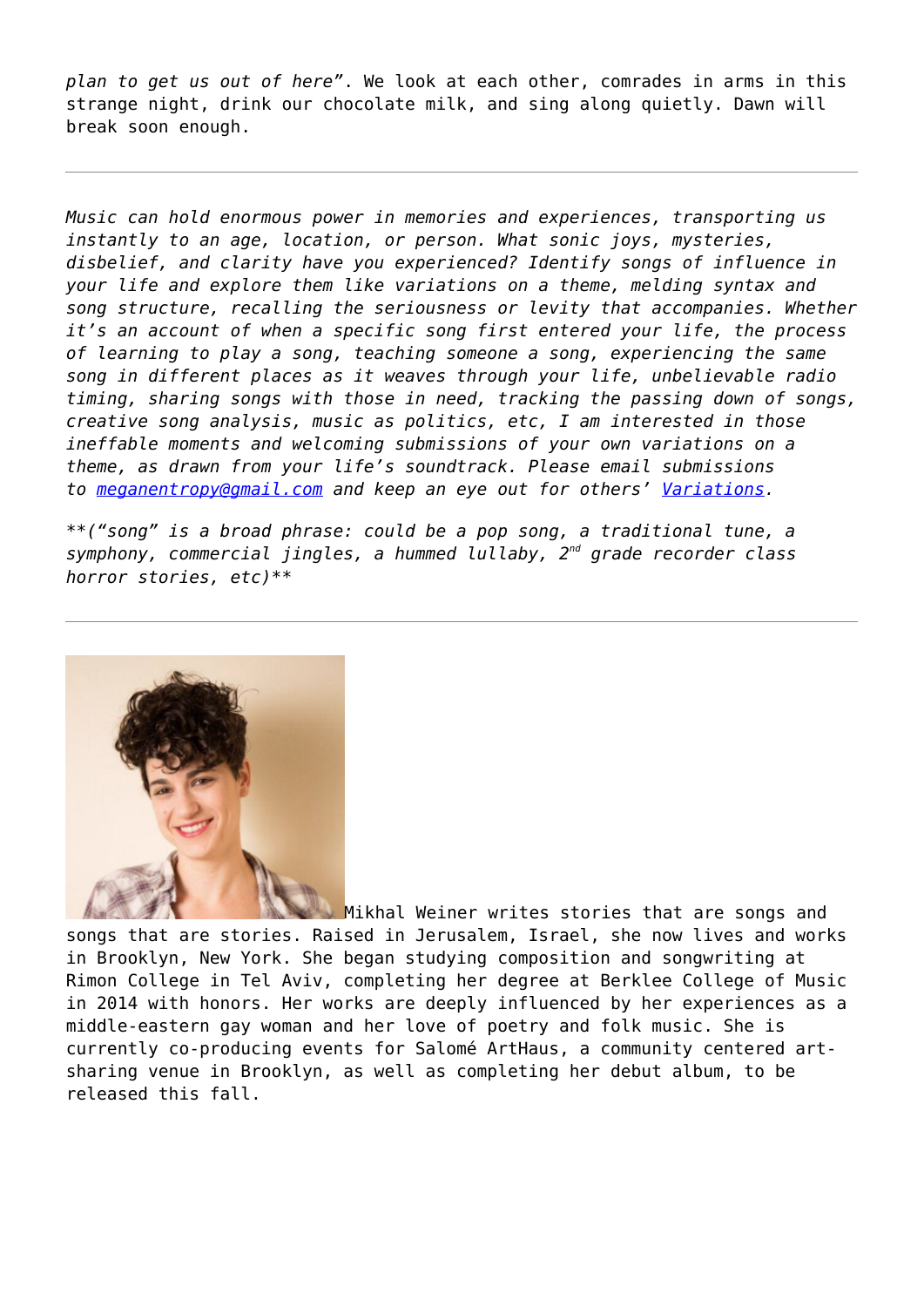*plan to get us out of here*". We look at each other, comrades in arms in this strange night, drink our chocolate milk, and sing along quietly. Dawn will break soon enough.

---

*Music can hold enormous power in memories and experiences, transporting us instantly to an age, location, or person. What sonic joys, mysteries, disbelief, and clarity have you experienced? Identify songs of influence in your life and explore them like variations on a theme, melding syntax and song structure, recalling the seriousness or levity that accompanies. Whether it's an account of when a specific song first entered your life, the process of learning to play a song, teaching someone a song, experiencing the same song in different places as it weaves through your life, unbelievable radio timing, sharing songs with those in need, tracking the passing down of songs, creative song analysis, music as politics, etc, I am interested in those ineffable moments and welcoming submissions of your own variations on a theme, as drawn from your life's soundtrack. Please email submissions to [meganentropy@gmail.com](mailto:meganentropy@gmail.com) and keep an eye out for others' [Variations](#).*

*\*\*("song" is a broad phrase: could be a pop song, a traditional tune, a symphony, commercial jingles, a hummed lullaby, 2nd grade recorder class horror stories, etc)\*\**

---

Mikhal Weiner writes stories that are songs and songs that are stories. Raised in Jerusalem, Israel, she now lives and works in Brooklyn, New York. She began studying composition and songwriting at Rimon College in Tel Aviv, completing her degree at Berklee College of Music in 2014 with honors. Her works are deeply influenced by her experiences as a middle-eastern gay woman and her love of poetry and folk music. She is currently co-producing events for Salomé ArtHaus, a community centered art-sharing venue in Brooklyn, as well as completing her debut album, to be released this fall.